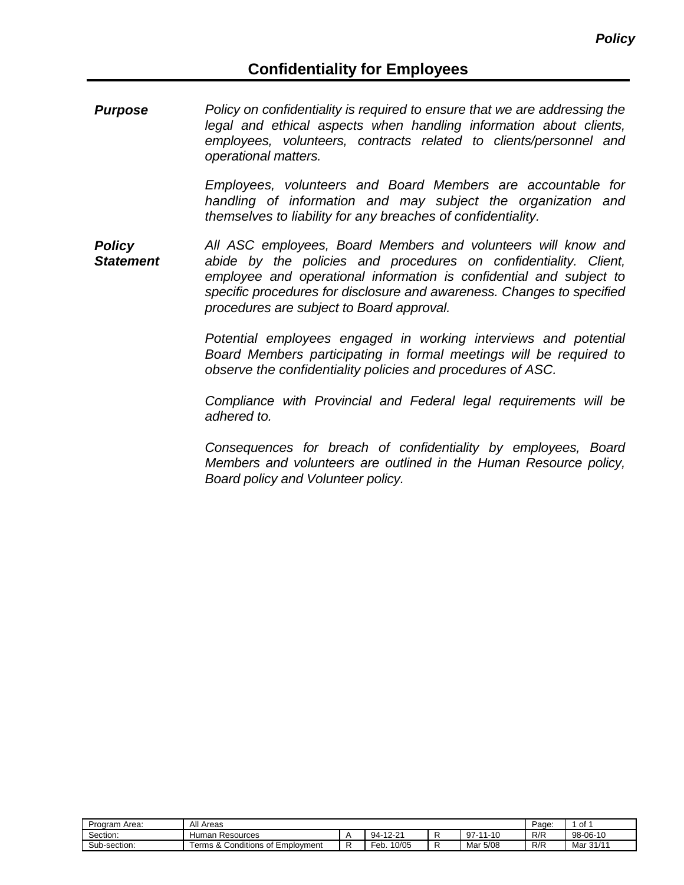# Confidentiality for Employees

***Purpose***

*Policy on confidentiality is required to ensure that we are addressing the legal and ethical aspects when handling information about clients, employees, volunteers, contracts related to clients/personnel and operational matters.*

*Employees, volunteers and Board Members are accountable for handling of information and may subject the organization and themselves to liability for any breaches of confidentiality.*

***Policy Statement***

*All ASC employees, Board Members and volunteers will know and abide by the policies and procedures on confidentiality. Client, employee and operational information is confidential and subject to specific procedures for disclosure and awareness. Changes to specified procedures are subject to Board approval.*

*Potential employees engaged in working interviews and potential Board Members participating in formal meetings will be required to observe the confidentiality policies and procedures of ASC.*

*Compliance with Provincial and Federal legal requirements will be adhered to.*

*Consequences for breach of confidentiality by employees, Board Members and volunteers are outlined in the Human Resource policy, Board policy and Volunteer policy.*

| Program Area: | All Areas | | | | | Page: | 1 of 1 |
|---|---|---|---|---|---|---|---|
| Section: | Human Resources | A | 94-12-21 | R | 97-11-10 | R/R | 98-06-10 |
| Sub-section: | Terms & Conditions of Employment | R | Feb. 10/05 | R | Mar 5/08 | R/R | Mar 31/11 |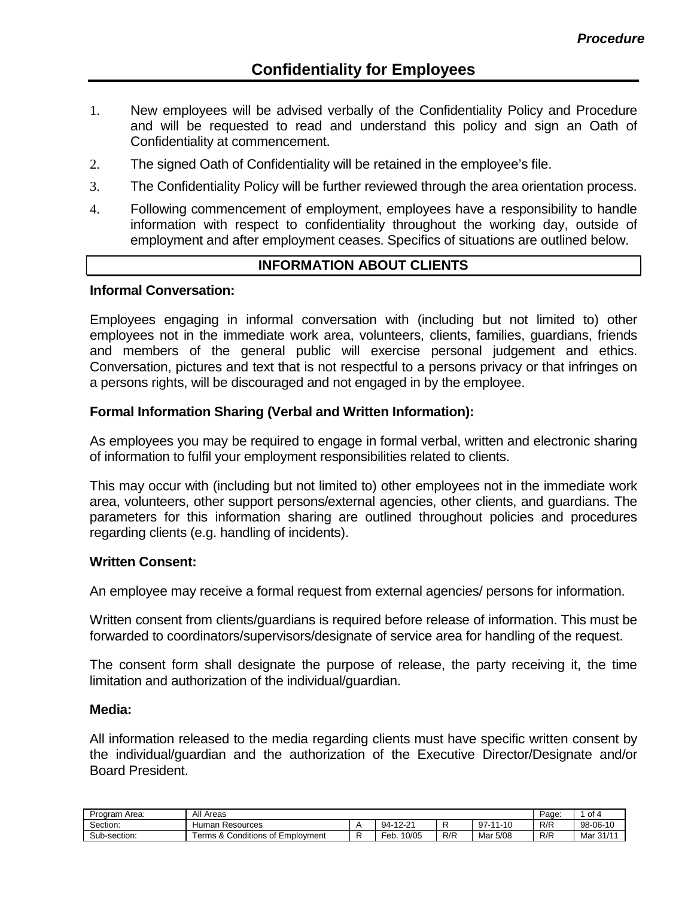*Procedure*

# Confidentiality for Employees

1. New employees will be advised verbally of the Confidentiality Policy and Procedure and will be requested to read and understand this policy and sign an Oath of Confidentiality at commencement.
2. The signed Oath of Confidentiality will be retained in the employee's file.
3. The Confidentiality Policy will be further reviewed through the area orientation process.
4. Following commencement of employment, employees have a responsibility to handle information with respect to confidentiality throughout the working day, outside of employment and after employment ceases. Specifics of situations are outlined below.

## INFORMATION ABOUT CLIENTS

### Informal Conversation:

Employees engaging in informal conversation with (including but not limited to) other employees not in the immediate work area, volunteers, clients, families, guardians, friends and members of the general public will exercise personal judgement and ethics. Conversation, pictures and text that is not respectful to a persons privacy or that infringes on a persons rights, will be discouraged and not engaged in by the employee.

### Formal Information Sharing (Verbal and Written Information):

As employees you may be required to engage in formal verbal, written and electronic sharing of information to fulfil your employment responsibilities related to clients.

This may occur with (including but not limited to) other employees not in the immediate work area, volunteers, other support persons/external agencies, other clients, and guardians. The parameters for this information sharing are outlined throughout policies and procedures regarding clients (e.g. handling of incidents).

### Written Consent:

An employee may receive a formal request from external agencies/ persons for information.

Written consent from clients/guardians is required before release of information. This must be forwarded to coordinators/supervisors/designate of service area for handling of the request.

The consent form shall designate the purpose of release, the party receiving it, the time limitation and authorization of the individual/guardian.

### Media:

All information released to the media regarding clients must have specific written consent by the individual/guardian and the authorization of the Executive Director/Designate and/or Board President.

| Program Area: | All Areas | | | | | Page: | 1 of 4 |
|---|---|---|---|---|---|---|---|
| Section: | Human Resources | A | 94-12-21 | R | 97-11-10 | R/R | 98-06-10 |
| Sub-section: | Terms & Conditions of Employment | R | Feb. 10/05 | R/R | Mar 5/08 | R/R | Mar 31/11 |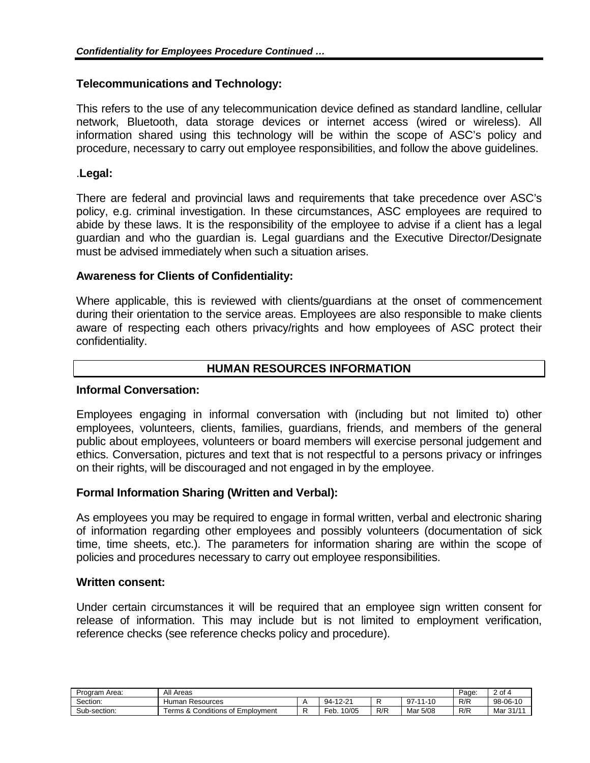### Telecommunications and Technology:

This refers to the use of any telecommunication device defined as standard landline, cellular network, Bluetooth, data storage devices or internet access (wired or wireless). All information shared using this technology will be within the scope of ASC's policy and procedure, necessary to carry out employee responsibilities, and follow the above guidelines.

### .Legal:

There are federal and provincial laws and requirements that take precedence over ASC's policy, e.g. criminal investigation. In these circumstances, ASC employees are required to abide by these laws. It is the responsibility of the employee to advise if a client has a legal guardian and who the guardian is. Legal guardians and the Executive Director/Designate must be advised immediately when such a situation arises.

### Awareness for Clients of Confidentiality:

Where applicable, this is reviewed with clients/guardians at the onset of commencement during their orientation to the service areas. Employees are also responsible to make clients aware of respecting each others privacy/rights and how employees of ASC protect their confidentiality.

## HUMAN RESOURCES INFORMATION

### Informal Conversation:

Employees engaging in informal conversation with (including but not limited to) other employees, volunteers, clients, families, guardians, friends, and members of the general public about employees, volunteers or board members will exercise personal judgement and ethics. Conversation, pictures and text that is not respectful to a persons privacy or infringes on their rights, will be discouraged and not engaged in by the employee.

### Formal Information Sharing (Written and Verbal):

As employees you may be required to engage in formal written, verbal and electronic sharing of information regarding other employees and possibly volunteers (documentation of sick time, time sheets, etc.). The parameters for information sharing are within the scope of policies and procedures necessary to carry out employee responsibilities.

### Written consent:

Under certain circumstances it will be required that an employee sign written consent for release of information. This may include but is not limited to employment verification, reference checks (see reference checks policy and procedure).

| Program Area: | All Areas | | | | | Page: | 2 of 4 |
|---|---|---|---|---|---|---|---|
| Section: | Human Resources | A | 94-12-21 | R | 97-11-10 | R/R | 98-06-10 |
| Sub-section: | Terms & Conditions of Employment | R | Feb. 10/05 | R/R | Mar 5/08 | R/R | Mar 31/11 |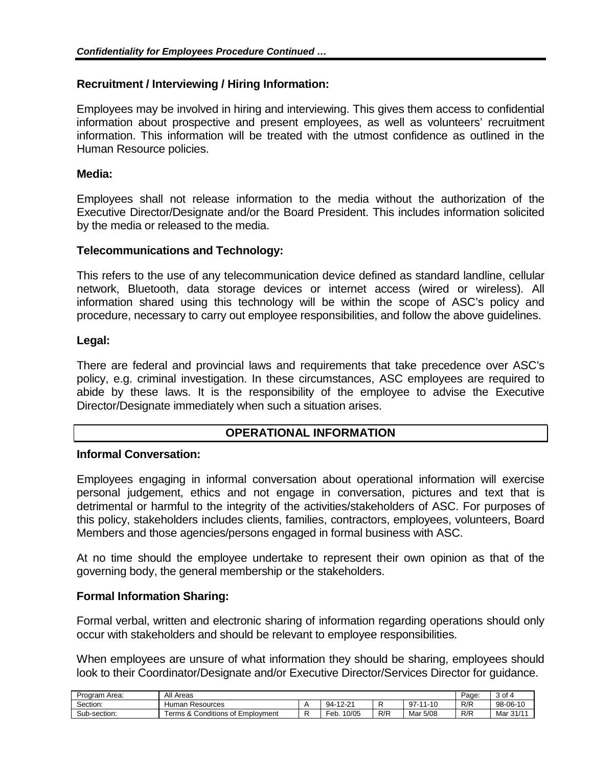### Recruitment / Interviewing / Hiring Information:

Employees may be involved in hiring and interviewing. This gives them access to confidential information about prospective and present employees, as well as volunteers' recruitment information. This information will be treated with the utmost confidence as outlined in the Human Resource policies.

### Media:

Employees shall not release information to the media without the authorization of the Executive Director/Designate and/or the Board President. This includes information solicited by the media or released to the media.

### Telecommunications and Technology:

This refers to the use of any telecommunication device defined as standard landline, cellular network, Bluetooth, data storage devices or internet access (wired or wireless). All information shared using this technology will be within the scope of ASC's policy and procedure, necessary to carry out employee responsibilities, and follow the above guidelines.

### Legal:

There are federal and provincial laws and requirements that take precedence over ASC's policy, e.g. criminal investigation. In these circumstances, ASC employees are required to abide by these laws. It is the responsibility of the employee to advise the Executive Director/Designate immediately when such a situation arises.

## OPERATIONAL INFORMATION

### Informal Conversation:

Employees engaging in informal conversation about operational information will exercise personal judgement, ethics and not engage in conversation, pictures and text that is detrimental or harmful to the integrity of the activities/stakeholders of ASC. For purposes of this policy, stakeholders includes clients, families, contractors, employees, volunteers, Board Members and those agencies/persons engaged in formal business with ASC.

At no time should the employee undertake to represent their own opinion as that of the governing body, the general membership or the stakeholders.

### Formal Information Sharing:

Formal verbal, written and electronic sharing of information regarding operations should only occur with stakeholders and should be relevant to employee responsibilities.

When employees are unsure of what information they should be sharing, employees should look to their Coordinator/Designate and/or Executive Director/Services Director for guidance.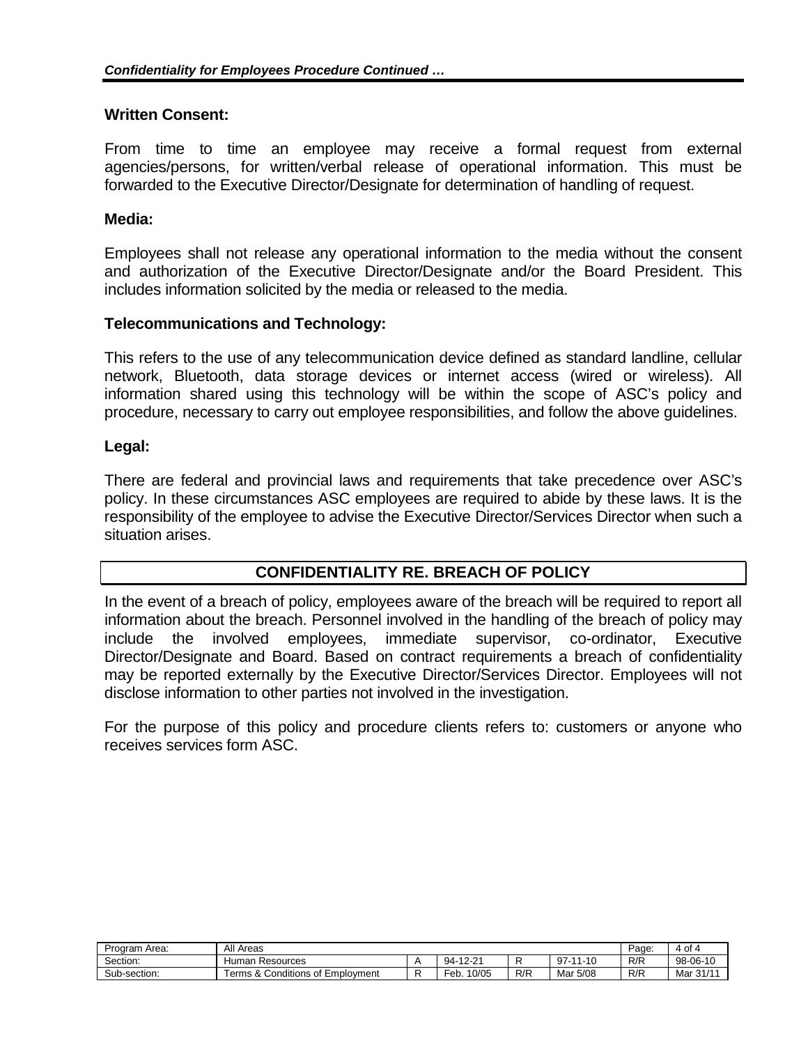### Written Consent:

From time to time an employee may receive a formal request from external agencies/persons, for written/verbal release of operational information. This must be forwarded to the Executive Director/Designate for determination of handling of request.

### Media:

Employees shall not release any operational information to the media without the consent and authorization of the Executive Director/Designate and/or the Board President. This includes information solicited by the media or released to the media.

### Telecommunications and Technology:

This refers to the use of any telecommunication device defined as standard landline, cellular network, Bluetooth, data storage devices or internet access (wired or wireless). All information shared using this technology will be within the scope of ASC's policy and procedure, necessary to carry out employee responsibilities, and follow the above guidelines.

### Legal:

There are federal and provincial laws and requirements that take precedence over ASC's policy. In these circumstances ASC employees are required to abide by these laws. It is the responsibility of the employee to advise the Executive Director/Services Director when such a situation arises.

## CONFIDENTIALITY RE. BREACH OF POLICY

In the event of a breach of policy, employees aware of the breach will be required to report all information about the breach. Personnel involved in the handling of the breach of policy may include the involved employees, immediate supervisor, co-ordinator, Executive Director/Designate and Board. Based on contract requirements a breach of confidentiality may be reported externally by the Executive Director/Services Director. Employees will not disclose information to other parties not involved in the investigation.

For the purpose of this policy and procedure clients refers to: customers or anyone who receives services form ASC.